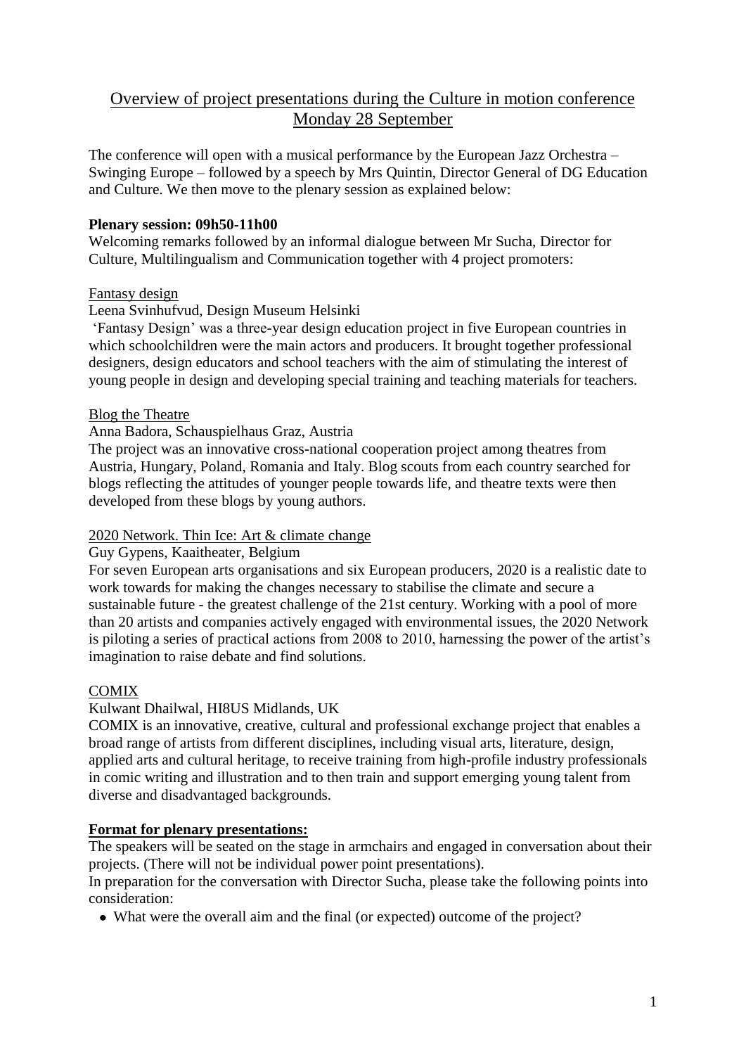# Overview of project presentations during the Culture in motion conference Monday 28 September

The conference will open with a musical performance by the European Jazz Orchestra – Swinging Europe – followed by a speech by Mrs Quintin, Director General of DG Education and Culture. We then move to the plenary session as explained below:

**Plenary session: 09h50-11h00**

Welcoming remarks followed by an informal dialogue between Mr Sucha, Director for Culture, Multilingualism and Communication together with 4 project promoters:

Fantasy design

Leena Svinhufvud, Design Museum Helsinki

'Fantasy Design' was a three-year design education project in five European countries in which schoolchildren were the main actors and producers. It brought together professional designers, design educators and school teachers with the aim of stimulating the interest of young people in design and developing special training and teaching materials for teachers.

Blog the Theatre

Anna Badora, Schauspielhaus Graz, Austria

The project was an innovative cross-national cooperation project among theatres from Austria, Hungary, Poland, Romania and Italy. Blog scouts from each country searched for blogs reflecting the attitudes of younger people towards life, and theatre texts were then developed from these blogs by young authors.

2020 Network. Thin Ice: Art & climate change

Guy Gypens, Kaaitheater, Belgium

For seven European arts organisations and six European producers, 2020 is a realistic date to work towards for making the changes necessary to stabilise the climate and secure a sustainable future - the greatest challenge of the 21st century. Working with a pool of more than 20 artists and companies actively engaged with environmental issues, the 2020 Network is piloting a series of practical actions from 2008 to 2010, harnessing the power of the artist's imagination to raise debate and find solutions.

COMIX

Kulwant Dhailwal, HI8US Midlands, UK

COMIX is an innovative, creative, cultural and professional exchange project that enables a broad range of artists from different disciplines, including visual arts, literature, design, applied arts and cultural heritage, to receive training from high-profile industry professionals in comic writing and illustration and to then train and support emerging young talent from diverse and disadvantaged backgrounds.

**Format for plenary presentations:**

The speakers will be seated on the stage in armchairs and engaged in conversation about their projects. (There will not be individual power point presentations).

In preparation for the conversation with Director Sucha, please take the following points into consideration:

- What were the overall aim and the final (or expected) outcome of the project?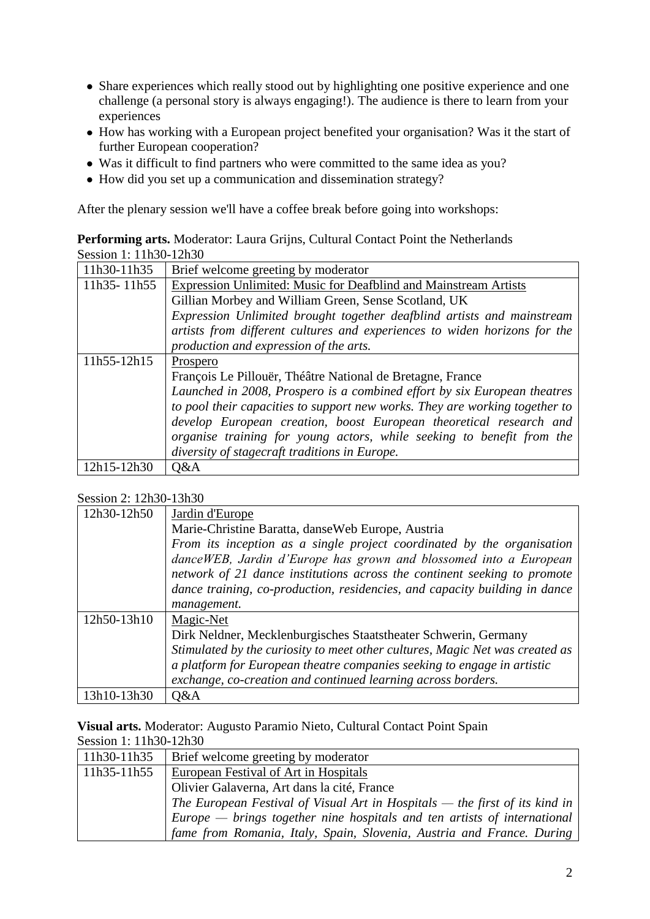- Share experiences which really stood out by highlighting one positive experience and one challenge (a personal story is always engaging!). The audience is there to learn from your experiences
- How has working with a European project benefited your organisation? Was it the start of further European cooperation?
- Was it difficult to find partners who were committed to the same idea as you?
- How did you set up a communication and dissemination strategy?

After the plenary session we'll have a coffee break before going into workshops:

**Performing arts.** Moderator: Laura Grijns, Cultural Contact Point the Netherlands

Session 1: 11h30-12h30

| | |
|---|---|
| 11h30-11h35 | Brief welcome greeting by moderator |
| 11h35- 11h55 | Expression Unlimited: Music for Deafblind and Mainstream Artists<br>Gillian Morbey and William Green, Sense Scotland, UK<br>*Expression Unlimited brought together deafblind artists and mainstream artists from different cultures and experiences to widen horizons for the production and expression of the arts.* |
| 11h55-12h15 | Prospero<br>François Le Pillouër, Théâtre National de Bretagne, France<br>*Launched in 2008, Prospero is a combined effort by six European theatres to pool their capacities to support new works. They are working together to develop European creation, boost European theoretical research and organise training for young actors, while seeking to benefit from the diversity of stagecraft traditions in Europe.* |
| 12h15-12h30 | Q&A |

Session 2: 12h30-13h30

| | |
|---|---|
| 12h30-12h50 | Jardin d'Europe<br>Marie-Christine Baratta, danseWeb Europe, Austria<br>*From its inception as a single project coordinated by the organisation danceWEB, Jardin d'Europe has grown and blossomed into a European network of 21 dance institutions across the continent seeking to promote dance training, co-production, residencies, and capacity building in dance management.* |
| 12h50-13h10 | Magic-Net<br>Dirk Neldner, Mecklenburgisches Staatstheater Schwerin, Germany<br>*Stimulated by the curiosity to meet other cultures, Magic Net was created as a platform for European theatre companies seeking to engage in artistic exchange, co-creation and continued learning across borders.* |
| 13h10-13h30 | Q&A |

**Visual arts.** Moderator: Augusto Paramio Nieto, Cultural Contact Point Spain

Session 1: 11h30-12h30

| | |
|---|---|
| 11h30-11h35 | Brief welcome greeting by moderator |
| 11h35-11h55 | European Festival of Art in Hospitals<br>Olivier Galaverna, Art dans la cité, France<br>*The European Festival of Visual Art in Hospitals — the first of its kind in Europe — brings together nine hospitals and ten artists of international fame from Romania, Italy, Spain, Slovenia, Austria and France. During* |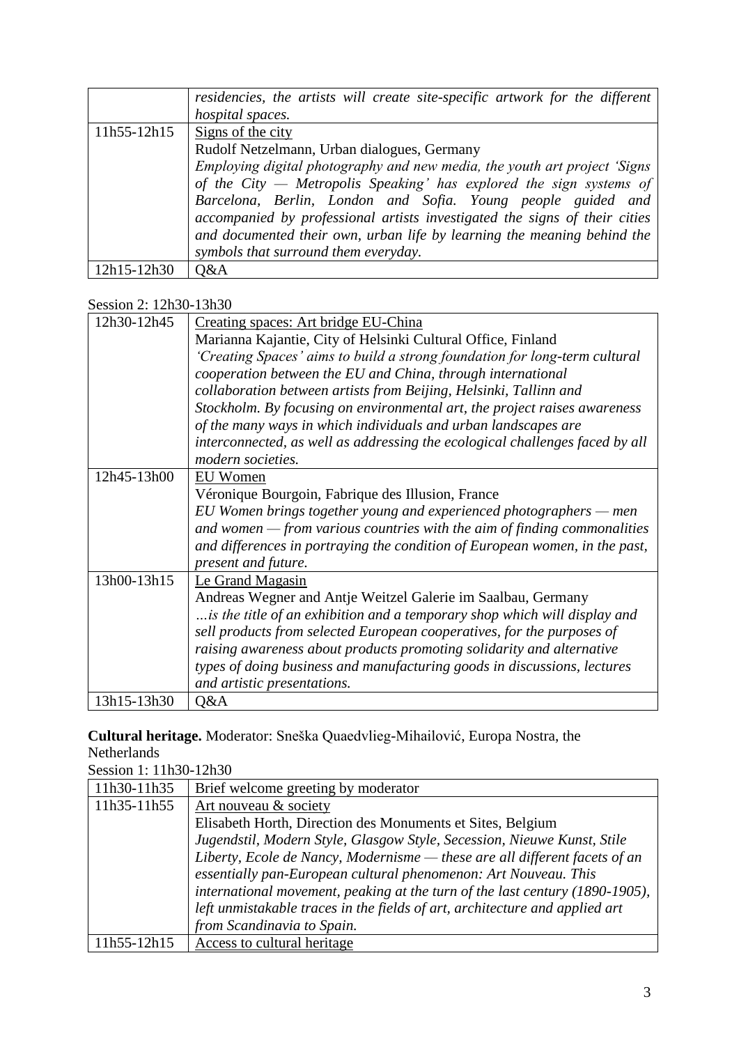| | |
|---|---|
| | *residencies, the artists will create site-specific artwork for the different hospital spaces.* |
| 11h55-12h15 | Signs of the city<br>Rudolf Netzelmann, Urban dialogues, Germany<br>*Employing digital photography and new media, the youth art project 'Signs of the City — Metropolis Speaking' has explored the sign systems of Barcelona, Berlin, London and Sofia. Young people guided and accompanied by professional artists investigated the signs of their cities and documented their own, urban life by learning the meaning behind the symbols that surround them everyday.* |
| 12h15-12h30 | Q&A |

Session 2: 12h30-13h30

| | |
|---|---|
| 12h30-12h45 | Creating spaces: Art bridge EU-China<br>Marianna Kajantie, City of Helsinki Cultural Office, Finland<br>*'Creating Spaces' aims to build a strong foundation for long-term cultural cooperation between the EU and China, through international collaboration between artists from Beijing, Helsinki, Tallinn and Stockholm. By focusing on environmental art, the project raises awareness of the many ways in which individuals and urban landscapes are interconnected, as well as addressing the ecological challenges faced by all modern societies.* |
| 12h45-13h00 | EU Women<br>Véronique Bourgoin, Fabrique des Illusion, France<br>*EU Women brings together young and experienced photographers — men and women — from various countries with the aim of finding commonalities and differences in portraying the condition of European women, in the past, present and future.* |
| 13h00-13h15 | Le Grand Magasin<br>Andreas Wegner and Antje Weitzel Galerie im Saalbau, Germany<br>*…is the title of an exhibition and a temporary shop which will display and sell products from selected European cooperatives, for the purposes of raising awareness about products promoting solidarity and alternative types of doing business and manufacturing goods in discussions, lectures and artistic presentations.* |
| 13h15-13h30 | Q&A |

**Cultural heritage.** Moderator: Sneška Quaedvlieg-Mihailović, Europa Nostra, the Netherlands

Session 1: 11h30-12h30

| | |
|---|---|
| 11h30-11h35 | Brief welcome greeting by moderator |
| 11h35-11h55 | Art nouveau & society<br>Elisabeth Horth, Direction des Monuments et Sites, Belgium<br>*Jugendstil, Modern Style, Glasgow Style, Secession, Nieuwe Kunst, Stile Liberty, Ecole de Nancy, Modernisme — these are all different facets of an essentially pan-European cultural phenomenon: Art Nouveau. This international movement, peaking at the turn of the last century (1890-1905), left unmistakable traces in the fields of art, architecture and applied art from Scandinavia to Spain.* |
| 11h55-12h15 | Access to cultural heritage |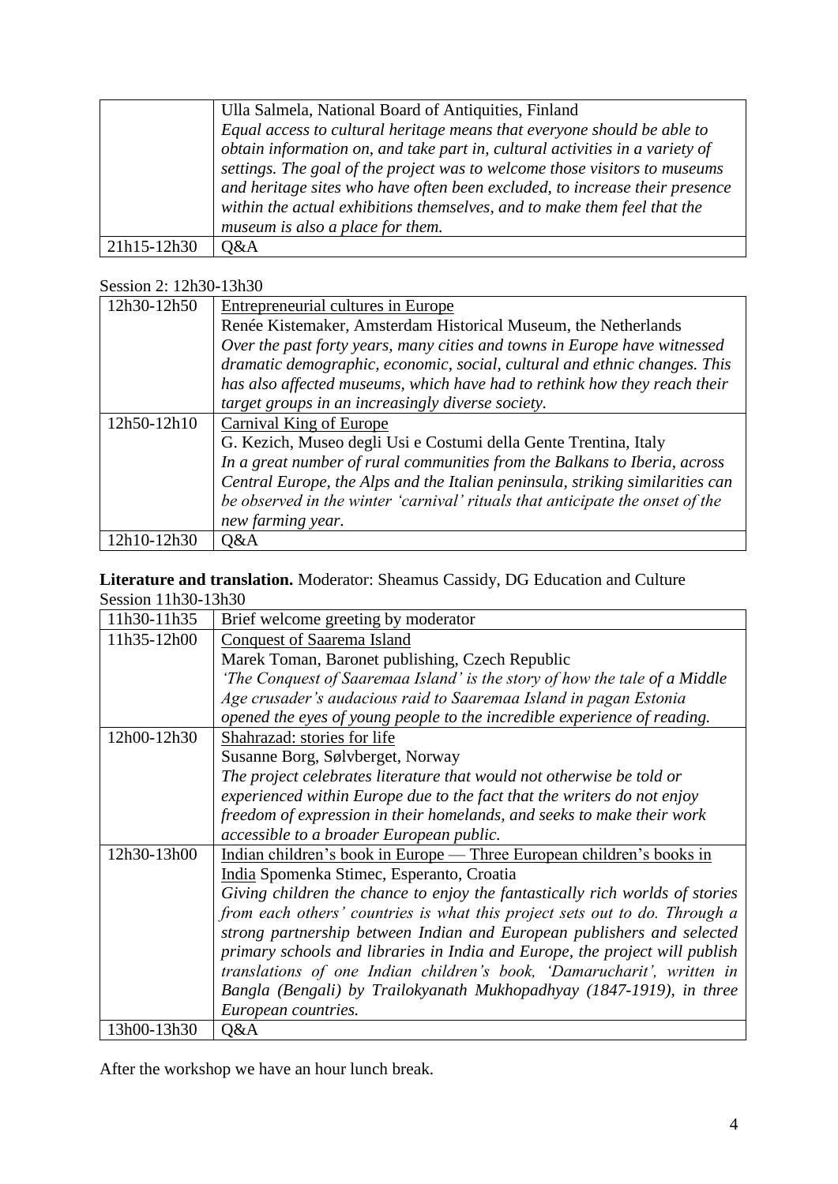|  |  |
|---|---|
|  | Ulla Salmela, National Board of Antiquities, Finland<br>*Equal access to cultural heritage means that everyone should be able to obtain information on, and take part in, cultural activities in a variety of settings. The goal of the project was to welcome those visitors to museums and heritage sites who have often been excluded, to increase their presence within the actual exhibitions themselves, and to make them feel that the museum is also a place for them.* |
| 21h15-12h30 | Q&A |

Session 2: 12h30-13h30

|  |  |
|---|---|
| 12h30-12h50 | Entrepreneurial cultures in Europe<br>Renée Kistemaker, Amsterdam Historical Museum, the Netherlands<br>*Over the past forty years, many cities and towns in Europe have witnessed dramatic demographic, economic, social, cultural and ethnic changes. This has also affected museums, which have had to rethink how they reach their target groups in an increasingly diverse society.* |
| 12h50-12h10 | Carnival King of Europe<br>G. Kezich, Museo degli Usi e Costumi della Gente Trentina, Italy<br>*In a great number of rural communities from the Balkans to Iberia, across Central Europe, the Alps and the Italian peninsula, striking similarities can be observed in the winter 'carnival' rituals that anticipate the onset of the new farming year.* |
| 12h10-12h30 | Q&A |

**Literature and translation.** Moderator: Sheamus Cassidy, DG Education and Culture
Session 11h30-13h30

|  |  |
|---|---|
| 11h30-11h35 | Brief welcome greeting by moderator |
| 11h35-12h00 | Conquest of Saarema Island<br>Marek Toman, Baronet publishing, Czech Republic<br>*'The Conquest of Saaremaa Island' is the story of how the tale of a Middle Age crusader's audacious raid to Saaremaa Island in pagan Estonia opened the eyes of young people to the incredible experience of reading.* |
| 12h00-12h30 | Shahrazad: stories for life<br>Susanne Borg, Sølvberget, Norway<br>*The project celebrates literature that would not otherwise be told or experienced within Europe due to the fact that the writers do not enjoy freedom of expression in their homelands, and seeks to make their work accessible to a broader European public.* |
| 12h30-13h00 | Indian children's book in Europe — Three European children's books in India Spomenka Stimec, Esperanto, Croatia<br>*Giving children the chance to enjoy the fantastically rich worlds of stories from each others' countries is what this project sets out to do. Through a strong partnership between Indian and European publishers and selected primary schools and libraries in India and Europe, the project will publish translations of one Indian children's book, 'Damarucharit', written in Bangla (Bengali) by Trailokyanath Mukhopadhyay (1847-1919), in three European countries.* |
| 13h00-13h30 | Q&A |

After the workshop we have an hour lunch break.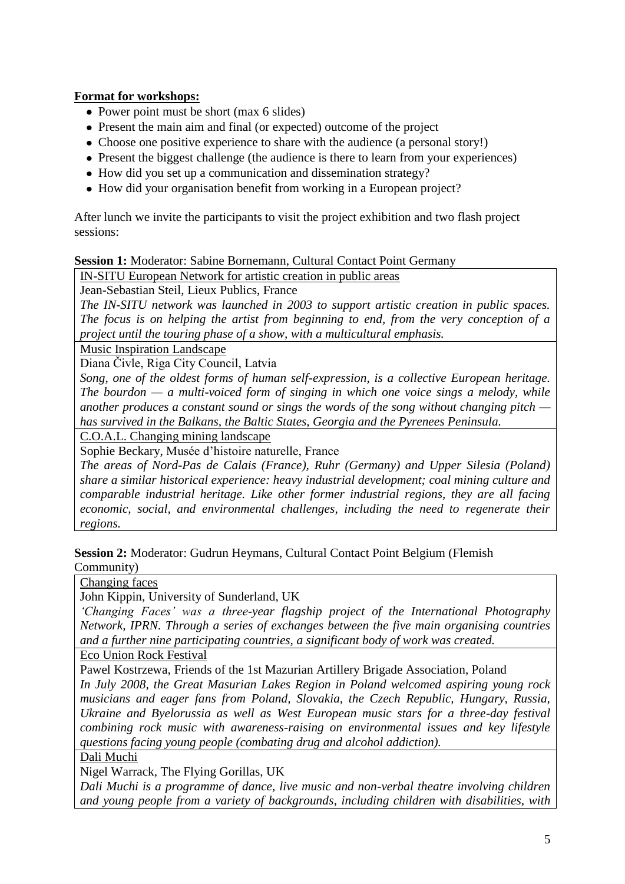**Format for workshops:**

- Power point must be short (max 6 slides)
- Present the main aim and final (or expected) outcome of the project
- Choose one positive experience to share with the audience (a personal story!)
- Present the biggest challenge (the audience is there to learn from your experiences)
- How did you set up a communication and dissemination strategy?
- How did your organisation benefit from working in a European project?

After lunch we invite the participants to visit the project exhibition and two flash project sessions:

**Session 1:** Moderator: Sabine Bornemann, Cultural Contact Point Germany

| IN-SITU European Network for artistic creation in public areas<br>Jean-Sebastian Steil, Lieux Publics, France<br>*The IN-SITU network was launched in 2003 to support artistic creation in public spaces. The focus is on helping the artist from beginning to end, from the very conception of a project until the touring phase of a show, with a multicultural emphasis.* |
|---|
| Music Inspiration Landscape<br>Diana Čivle, Riga City Council, Latvia<br>*Song, one of the oldest forms of human self-expression, is a collective European heritage. The bourdon — a multi-voiced form of singing in which one voice sings a melody, while another produces a constant sound or sings the words of the song without changing pitch — has survived in the Balkans, the Baltic States, Georgia and the Pyrenees Peninsula.* |
| C.O.A.L. Changing mining landscape<br>Sophie Beckary, Musée d'histoire naturelle, France<br>*The areas of Nord-Pas de Calais (France), Ruhr (Germany) and Upper Silesia (Poland) share a similar historical experience: heavy industrial development; coal mining culture and comparable industrial heritage. Like other former industrial regions, they are all facing economic, social, and environmental challenges, including the need to regenerate their regions.* |

**Session 2:** Moderator: Gudrun Heymans, Cultural Contact Point Belgium (Flemish Community)

| Changing faces<br>John Kippin, University of Sunderland, UK<br>*'Changing Faces' was a three-year flagship project of the International Photography Network, IPRN. Through a series of exchanges between the five main organising countries and a further nine participating countries, a significant body of work was created.* |
|---|
| Eco Union Rock Festival<br>Pawel Kostrzewa, Friends of the 1st Mazurian Artillery Brigade Association, Poland<br>*In July 2008, the Great Masurian Lakes Region in Poland welcomed aspiring young rock musicians and eager fans from Poland, Slovakia, the Czech Republic, Hungary, Russia, Ukraine and Byelorussia as well as West European music stars for a three-day festival combining rock music with awareness-raising on environmental issues and key lifestyle questions facing young people (combating drug and alcohol addiction).* |
| Dali Muchi<br>Nigel Warrack, The Flying Gorillas, UK<br>*Dali Muchi is a programme of dance, live music and non-verbal theatre involving children and young people from a variety of backgrounds, including children with disabilities, with* |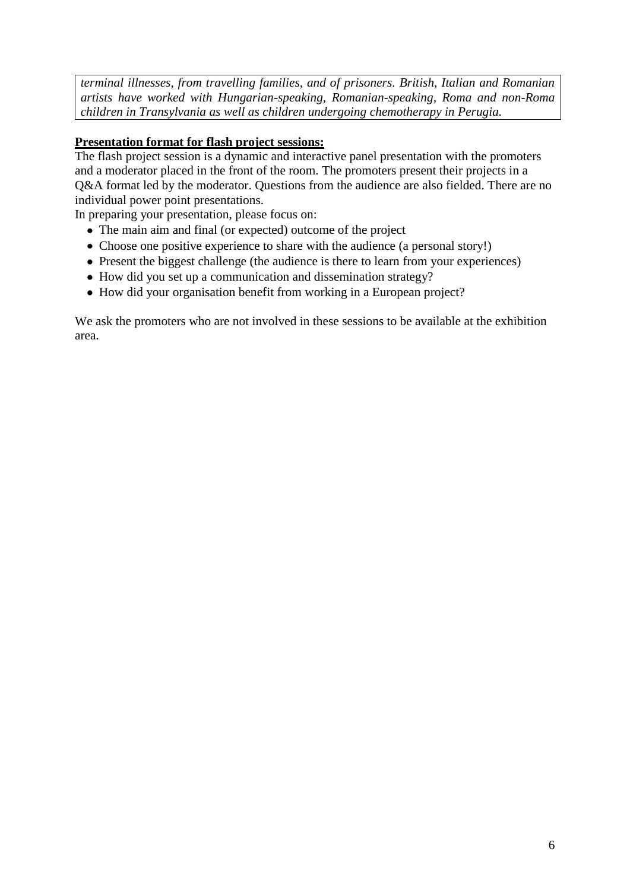*terminal illnesses, from travelling families, and of prisoners. British, Italian and Romanian artists have worked with Hungarian-speaking, Romanian-speaking, Roma and non-Roma children in Transylvania as well as children undergoing chemotherapy in Perugia.*

**Presentation format for flash project sessions:**

The flash project session is a dynamic and interactive panel presentation with the promoters and a moderator placed in the front of the room. The promoters present their projects in a Q&A format led by the moderator. Questions from the audience are also fielded. There are no individual power point presentations.

In preparing your presentation, please focus on:

- The main aim and final (or expected) outcome of the project
- Choose one positive experience to share with the audience (a personal story!)
- Present the biggest challenge (the audience is there to learn from your experiences)
- How did you set up a communication and dissemination strategy?
- How did your organisation benefit from working in a European project?

We ask the promoters who are not involved in these sessions to be available at the exhibition area.